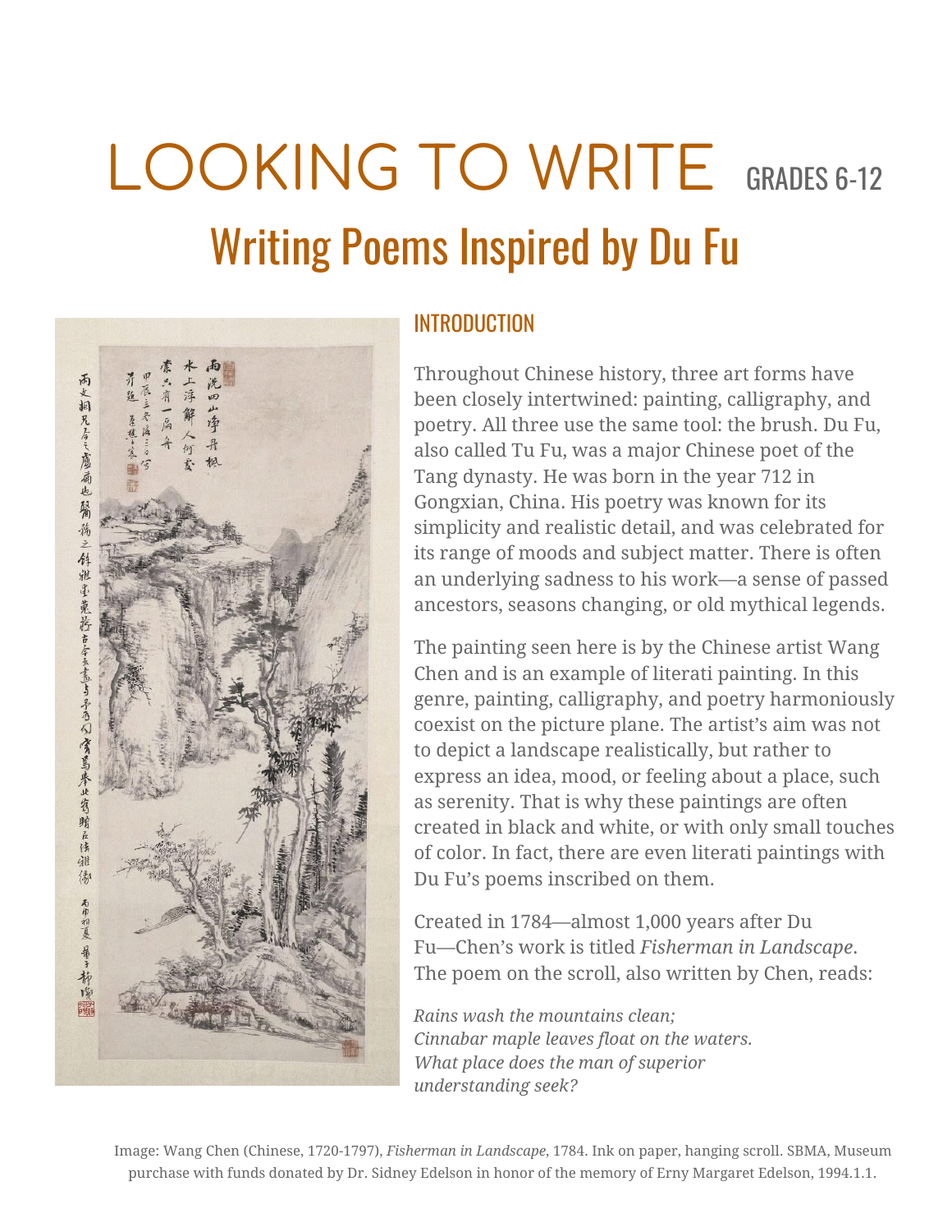# LOOKING TO WRITE GRADES 6-12

## Writing Poems Inspired by Du Fu

### INTRODUCTION

Throughout Chinese history, three art forms have been closely intertwined: painting, calligraphy, and poetry. All three use the same tool: the brush. Du Fu, also called Tu Fu, was a major Chinese poet of the Tang dynasty. He was born in the year 712 in Gongxian, China. His poetry was known for its simplicity and realistic detail, and was celebrated for its range of moods and subject matter. There is often an underlying sadness to his work—a sense of passed ancestors, seasons changing, or old mythical legends.

The painting seen here is by the Chinese artist Wang Chen and is an example of literati painting. In this genre, painting, calligraphy, and poetry harmoniously coexist on the picture plane. The artist's aim was not to depict a landscape realistically, but rather to express an idea, mood, or feeling about a place, such as serenity. That is why these paintings are often created in black and white, or with only small touches of color. In fact, there are even literati paintings with Du Fu's poems inscribed on them.

Created in 1784—almost 1,000 years after Du Fu—Chen's work is titled *Fisherman in Landscape*. The poem on the scroll, also written by Chen, reads:

*Rains wash the mountains clean;*
*Cinnabar maple leaves float on the waters.*
*What place does the man of superior understanding seek?*

Image: Wang Chen (Chinese, 1720-1797), *Fisherman in Landscape*, 1784. Ink on paper, hanging scroll. SBMA, Museum purchase with funds donated by Dr. Sidney Edelson in honor of the memory of Erny Margaret Edelson, 1994.1.1.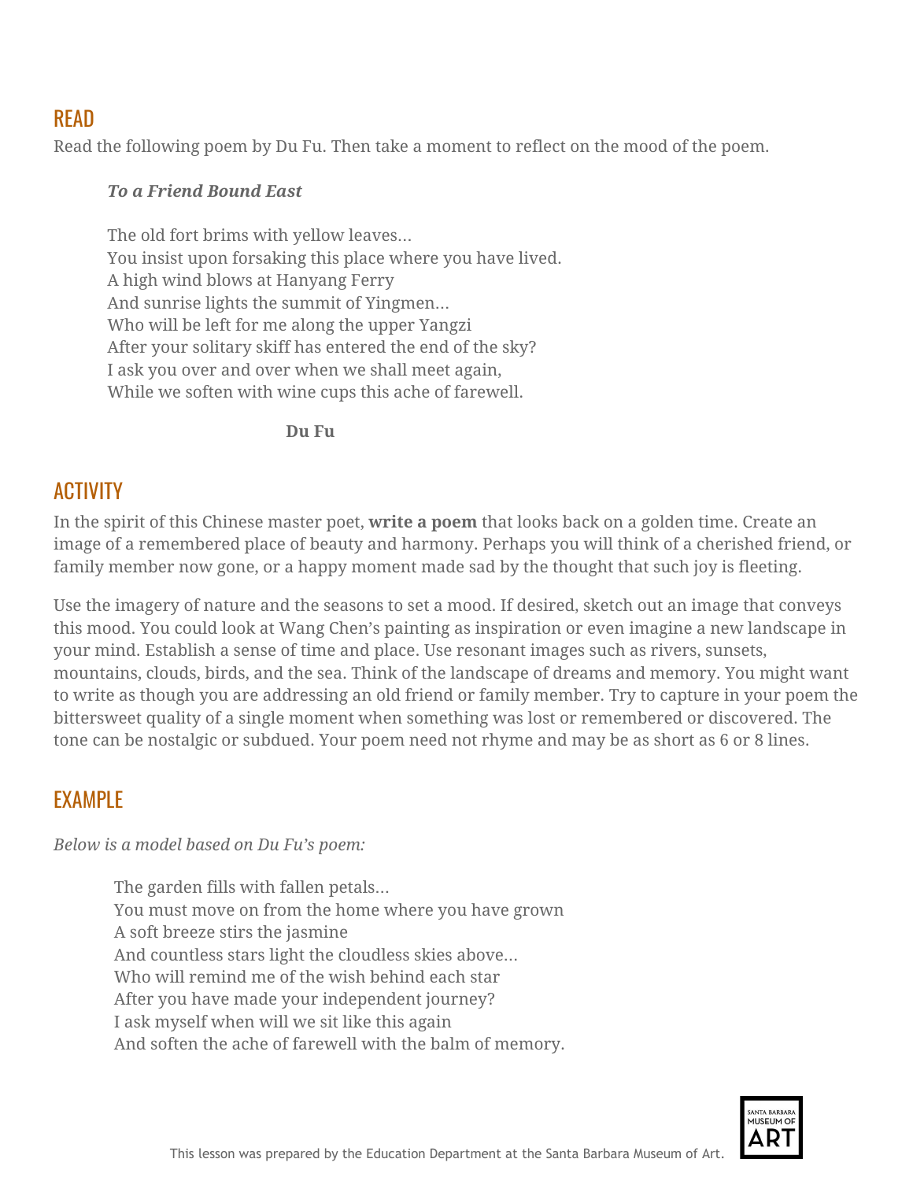## READ

Read the following poem by Du Fu. Then take a moment to reflect on the mood of the poem.

> ***To a Friend Bound East***
>
> The old fort brims with yellow leaves…
> You insist upon forsaking this place where you have lived.
> A high wind blows at Hanyang Ferry
> And sunrise lights the summit of Yingmen…
> Who will be left for me along the upper Yangzi
> After your solitary skiff has entered the end of the sky?
> I ask you over and over when we shall meet again,
> While we soften with wine cups this ache of farewell.
>
> **Du Fu**

## ACTIVITY

In the spirit of this Chinese master poet, **write a poem** that looks back on a golden time. Create an image of a remembered place of beauty and harmony. Perhaps you will think of a cherished friend, or family member now gone, or a happy moment made sad by the thought that such joy is fleeting.

Use the imagery of nature and the seasons to set a mood. If desired, sketch out an image that conveys this mood. You could look at Wang Chen's painting as inspiration or even imagine a new landscape in your mind. Establish a sense of time and place. Use resonant images such as rivers, sunsets, mountains, clouds, birds, and the sea. Think of the landscape of dreams and memory. You might want to write as though you are addressing an old friend or family member. Try to capture in your poem the bittersweet quality of a single moment when something was lost or remembered or discovered. The tone can be nostalgic or subdued. Your poem need not rhyme and may be as short as 6 or 8 lines.

## EXAMPLE

*Below is a model based on Du Fu's poem:*

> The garden fills with fallen petals…
> You must move on from the home where you have grown
> A soft breeze stirs the jasmine
> And countless stars light the cloudless skies above…
> Who will remind me of the wish behind each star
> After you have made your independent journey?
> I ask myself when will we sit like this again
> And soften the ache of farewell with the balm of memory.

This lesson was prepared by the Education Department at the Santa Barbara Museum of Art.